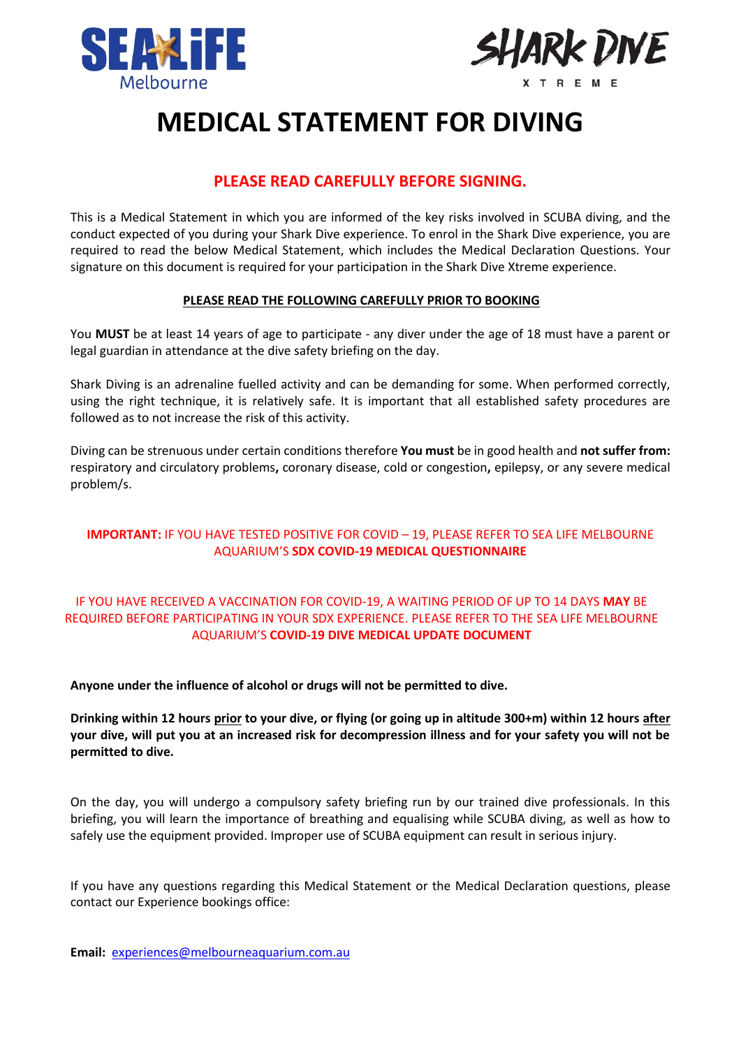SEA LIFE Melbourne

SHARK DIVE XTREME

# MEDICAL STATEMENT FOR DIVING

## PLEASE READ CAREFULLY BEFORE SIGNING.

This is a Medical Statement in which you are informed of the key risks involved in SCUBA diving, and the conduct expected of you during your Shark Dive experience. To enrol in the Shark Dive experience, you are required to read the below Medical Statement, which includes the Medical Declaration Questions. Your signature on this document is required for your participation in the Shark Dive Xtreme experience.

**PLEASE READ THE FOLLOWING CAREFULLY PRIOR TO BOOKING**

You **MUST** be at least 14 years of age to participate - any diver under the age of 18 must have a parent or legal guardian in attendance at the dive safety briefing on the day.

Shark Diving is an adrenaline fuelled activity and can be demanding for some. When performed correctly, using the right technique, it is relatively safe. It is important that all established safety procedures are followed as to not increase the risk of this activity.

Diving can be strenuous under certain conditions therefore **You must** be in good health and **not suffer from:** respiratory and circulatory problems**,** coronary disease, cold or congestion**,** epilepsy, or any severe medical problem/s.

**IMPORTANT:** IF YOU HAVE TESTED POSITIVE FOR COVID – 19, PLEASE REFER TO SEA LIFE MELBOURNE AQUARIUM'S **SDX COVID-19 MEDICAL QUESTIONNAIRE**

IF YOU HAVE RECEIVED A VACCINATION FOR COVID-19, A WAITING PERIOD OF UP TO 14 DAYS **MAY** BE REQUIRED BEFORE PARTICIPATING IN YOUR SDX EXPERIENCE. PLEASE REFER TO THE SEA LIFE MELBOURNE AQUARIUM'S **COVID-19 DIVE MEDICAL UPDATE DOCUMENT**

**Anyone under the influence of alcohol or drugs will not be permitted to dive.**

**Drinking within 12 hours prior to your dive, or flying (or going up in altitude 300+m) within 12 hours after your dive, will put you at an increased risk for decompression illness and for your safety you will not be permitted to dive.**

On the day, you will undergo a compulsory safety briefing run by our trained dive professionals. In this briefing, you will learn the importance of breathing and equalising while SCUBA diving, as well as how to safely use the equipment provided. Improper use of SCUBA equipment can result in serious injury.

If you have any questions regarding this Medical Statement or the Medical Declaration questions, please contact our Experience bookings office:

**Email:** experiences@melbourneaquarium.com.au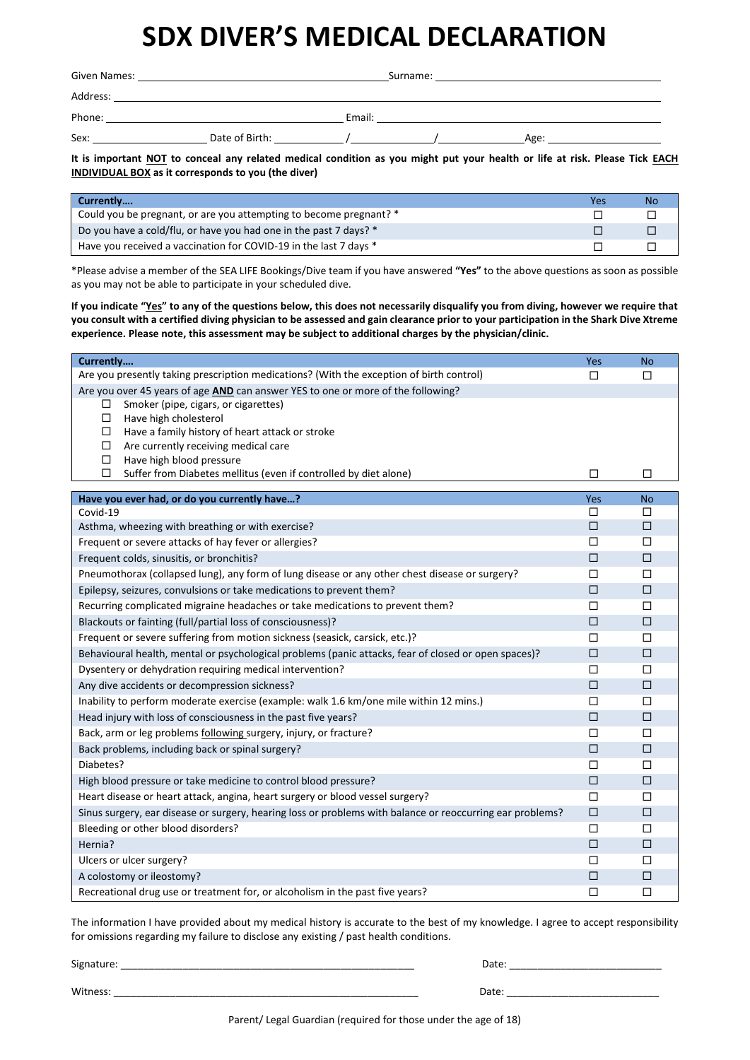# SDX DIVER'S MEDICAL DECLARATION

Given Names: ______________________ Surname: ______________________

Address: ______________________

Phone: ______________________ Email: ______________________

Sex: __________ Date of Birth: ______ / ______ / ______ Age: __________

**It is important NOT to conceal any related medical condition as you might put your health or life at risk. Please Tick EACH INDIVIDUAL BOX as it corresponds to you (the diver)**

| Currently…. | Yes | No |
|---|---|---|
| Could you be pregnant, or are you attempting to become pregnant? * | ☐ | ☐ |
| Do you have a cold/flu, or have you had one in the past 7 days? * | ☐ | ☐ |
| Have you received a vaccination for COVID-19 in the last 7 days * | ☐ | ☐ |

*Please advise a member of the SEA LIFE Bookings/Dive team if you have answered **"Yes"** to the above questions as soon as possible as you may not be able to participate in your scheduled dive.

**If you indicate "Yes" to any of the questions below, this does not necessarily disqualify you from diving, however we require that you consult with a certified diving physician to be assessed and gain clearance prior to your participation in the Shark Dive Xtreme experience. Please note, this assessment may be subject to additional charges by the physician/clinic.**

| Currently…. | Yes | No |
|---|---|---|
| Are you presently taking prescription medications? (With the exception of birth control) | ☐ | ☐ |
| Are you over 45 years of age **AND** can answer YES to one or more of the following?<br>☐ Smoker (pipe, cigars, or cigarettes)<br>☐ Have high cholesterol<br>☐ Have a family history of heart attack or stroke<br>☐ Are currently receiving medical care<br>☐ Have high blood pressure<br>☐ Suffer from Diabetes mellitus (even if controlled by diet alone) | ☐ | ☐ |

| Have you ever had, or do you currently have…? | Yes | No |
|---|---|---|
| Covid-19 | ☐ | ☐ |
| Asthma, wheezing with breathing or with exercise? | ☐ | ☐ |
| Frequent or severe attacks of hay fever or allergies? | ☐ | ☐ |
| Frequent colds, sinusitis, or bronchitis? | ☐ | ☐ |
| Pneumothorax (collapsed lung), any form of lung disease or any other chest disease or surgery? | ☐ | ☐ |
| Epilepsy, seizures, convulsions or take medications to prevent them? | ☐ | ☐ |
| Recurring complicated migraine headaches or take medications to prevent them? | ☐ | ☐ |
| Blackouts or fainting (full/partial loss of consciousness)? | ☐ | ☐ |
| Frequent or severe suffering from motion sickness (seasick, carsick, etc.)? | ☐ | ☐ |
| Behavioural health, mental or psychological problems (panic attacks, fear of closed or open spaces)? | ☐ | ☐ |
| Dysentery or dehydration requiring medical intervention? | ☐ | ☐ |
| Any dive accidents or decompression sickness? | ☐ | ☐ |
| Inability to perform moderate exercise (example: walk 1.6 km/one mile within 12 mins.) | ☐ | ☐ |
| Head injury with loss of consciousness in the past five years? | ☐ | ☐ |
| Back, arm or leg problems following surgery, injury, or fracture? | ☐ | ☐ |
| Back problems, including back or spinal surgery? | ☐ | ☐ |
| Diabetes? | ☐ | ☐ |
| High blood pressure or take medicine to control blood pressure? | ☐ | ☐ |
| Heart disease or heart attack, angina, heart surgery or blood vessel surgery? | ☐ | ☐ |
| Sinus surgery, ear disease or surgery, hearing loss or problems with balance or reoccurring ear problems? | ☐ | ☐ |
| Bleeding or other blood disorders? | ☐ | ☐ |
| Hernia? | ☐ | ☐ |
| Ulcers or ulcer surgery? | ☐ | ☐ |
| A colostomy or ileostomy? | ☐ | ☐ |
| Recreational drug use or treatment for, or alcoholism in the past five years? | ☐ | ☐ |

The information I have provided about my medical history is accurate to the best of my knowledge. I agree to accept responsibility for omissions regarding my failure to disclose any existing / past health conditions.

Signature: ______________________ Date: ______________________

Witness: ______________________ Date: ______________________

Parent/ Legal Guardian (required for those under the age of 18)